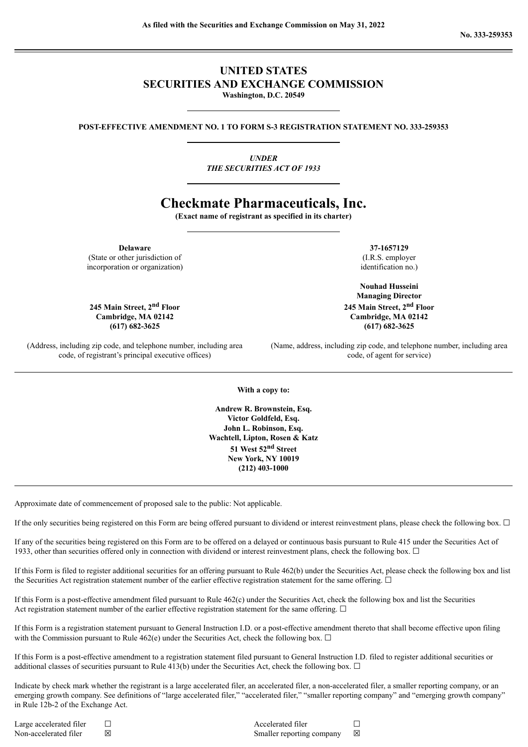As filed with the Securities and Exchange Commission on May 31, 2022

No. 333-259353

# UNITED STATES
# SECURITIES AND EXCHANGE COMMISSION

**Washington, D.C. 20549**

**POST-EFFECTIVE AMENDMENT NO. 1 TO FORM S-3 REGISTRATION STATEMENT NO. 333-259353**

*UNDER*
*THE SECURITIES ACT OF 1933*

# Checkmate Pharmaceuticals, Inc.

**(Exact name of registrant as specified in its charter)**

| **Delaware** (State or other jurisdiction of incorporation or organization) | **37-1657129** (I.R.S. employer identification no.) |
|---|---|
| **245 Main Street, 2nd Floor Cambridge, MA 02142 (617) 682-3625** | **Nouhad Husseini Managing Director 245 Main Street, 2nd Floor Cambridge, MA 02142 (617) 682-3625** |
| (Address, including zip code, and telephone number, including area code, of registrant's principal executive offices) | (Name, address, including zip code, and telephone number, including area code, of agent for service) |

**With a copy to:**

**Andrew R. Brownstein, Esq.**
**Victor Goldfeld, Esq.**
**John L. Robinson, Esq.**
**Wachtell, Lipton, Rosen & Katz**
**51 West 52nd Street**
**New York, NY 10019**
**(212) 403-1000**

Approximate date of commencement of proposed sale to the public: Not applicable.

If the only securities being registered on this Form are being offered pursuant to dividend or interest reinvestment plans, please check the following box. ☐

If any of the securities being registered on this Form are to be offered on a delayed or continuous basis pursuant to Rule 415 under the Securities Act of 1933, other than securities offered only in connection with dividend or interest reinvestment plans, check the following box. ☐

If this Form is filed to register additional securities for an offering pursuant to Rule 462(b) under the Securities Act, please check the following box and list the Securities Act registration statement number of the earlier effective registration statement for the same offering. ☐

If this Form is a post-effective amendment filed pursuant to Rule 462(c) under the Securities Act, check the following box and list the Securities Act registration statement number of the earlier effective registration statement for the same offering. ☐

If this Form is a registration statement pursuant to General Instruction I.D. or a post-effective amendment thereto that shall become effective upon filing with the Commission pursuant to Rule 462(e) under the Securities Act, check the following box. ☐

If this Form is a post-effective amendment to a registration statement filed pursuant to General Instruction I.D. filed to register additional securities or additional classes of securities pursuant to Rule 413(b) under the Securities Act, check the following box. ☐

Indicate by check mark whether the registrant is a large accelerated filer, an accelerated filer, a non-accelerated filer, a smaller reporting company, or an emerging growth company. See definitions of "large accelerated filer," "accelerated filer," "smaller reporting company" and "emerging growth company" in Rule 12b-2 of the Exchange Act.

| | | | |
|---|---|---|---|
| Large accelerated filer | ☐ | Accelerated filer | ☐ |
| Non-accelerated filer | ☒ | Smaller reporting company | ☒ |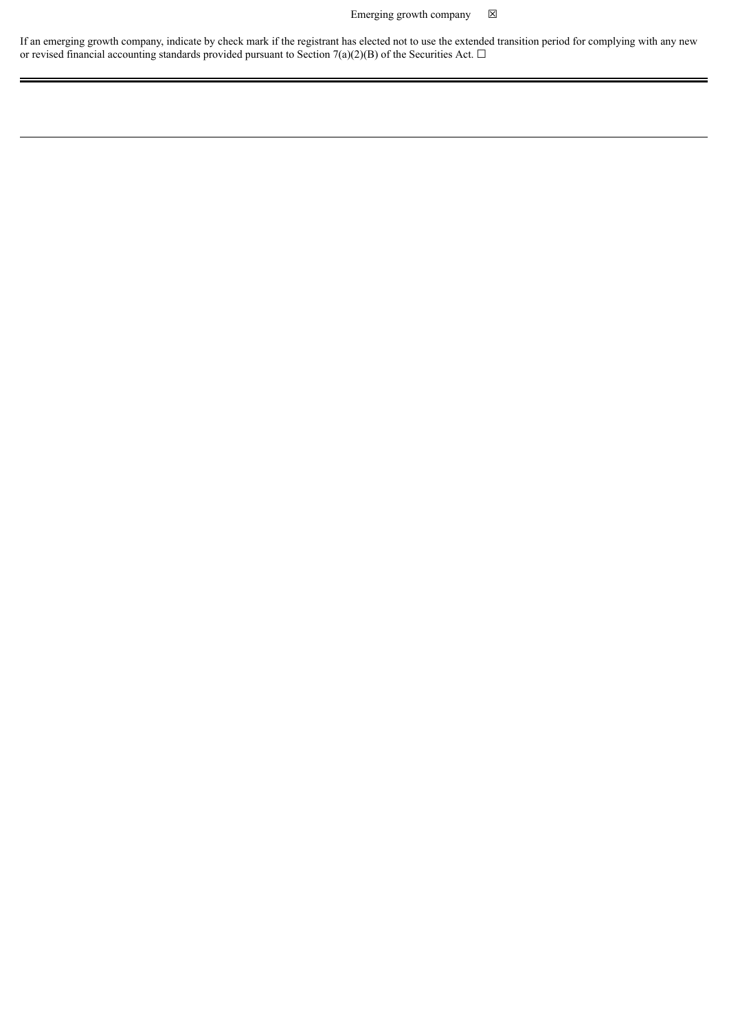Emerging growth company ☒

If an emerging growth company, indicate by check mark if the registrant has elected not to use the extended transition period for complying with any new or revised financial accounting standards provided pursuant to Section 7(a)(2)(B) of the Securities Act. ☐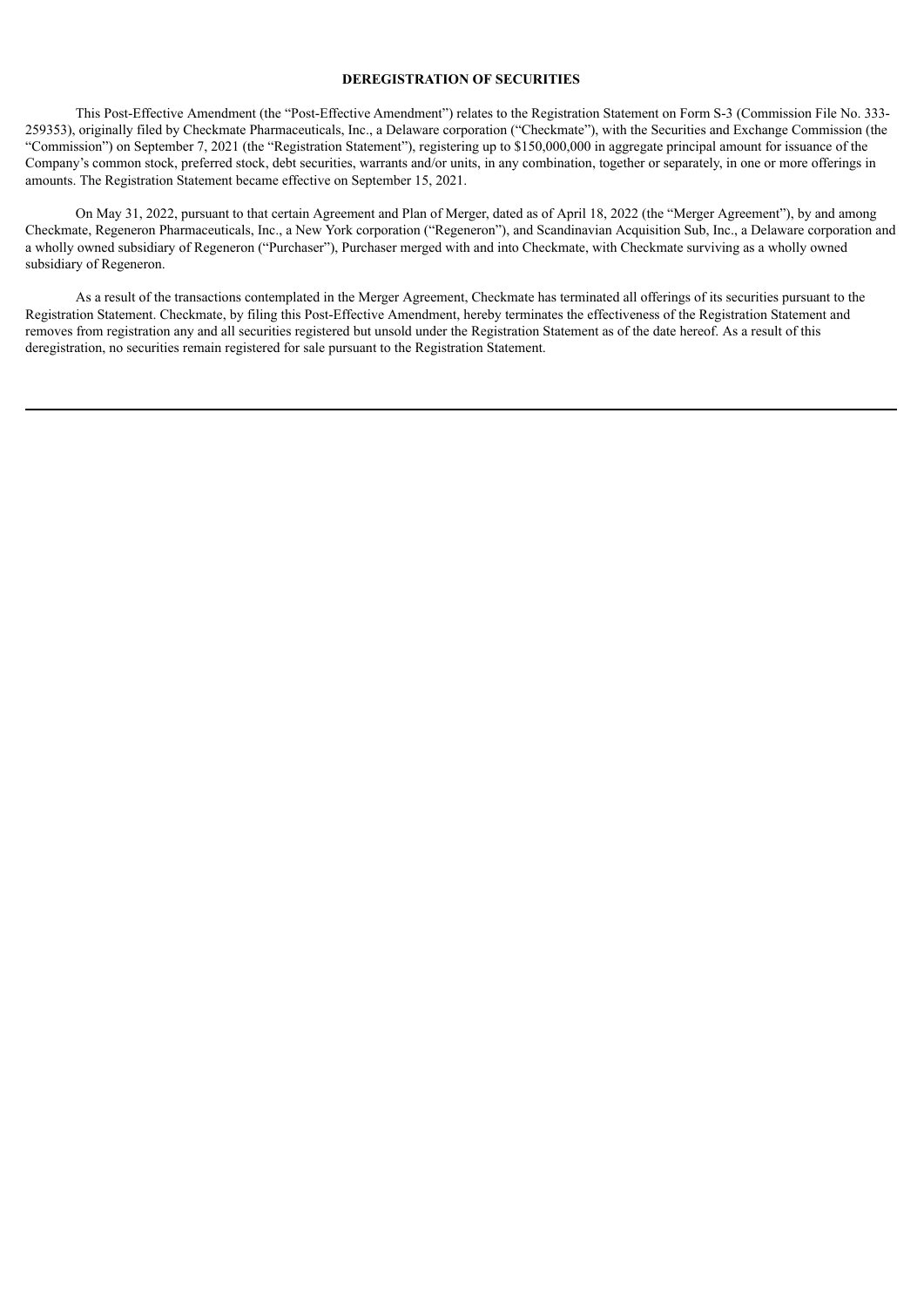## DEREGISTRATION OF SECURITIES

This Post-Effective Amendment (the "Post-Effective Amendment") relates to the Registration Statement on Form S-3 (Commission File No. 333-259353), originally filed by Checkmate Pharmaceuticals, Inc., a Delaware corporation ("Checkmate"), with the Securities and Exchange Commission (the "Commission") on September 7, 2021 (the "Registration Statement"), registering up to $150,000,000 in aggregate principal amount for issuance of the Company's common stock, preferred stock, debt securities, warrants and/or units, in any combination, together or separately, in one or more offerings in amounts. The Registration Statement became effective on September 15, 2021.

On May 31, 2022, pursuant to that certain Agreement and Plan of Merger, dated as of April 18, 2022 (the "Merger Agreement"), by and among Checkmate, Regeneron Pharmaceuticals, Inc., a New York corporation ("Regeneron"), and Scandinavian Acquisition Sub, Inc., a Delaware corporation and a wholly owned subsidiary of Regeneron ("Purchaser"), Purchaser merged with and into Checkmate, with Checkmate surviving as a wholly owned subsidiary of Regeneron.

As a result of the transactions contemplated in the Merger Agreement, Checkmate has terminated all offerings of its securities pursuant to the Registration Statement. Checkmate, by filing this Post-Effective Amendment, hereby terminates the effectiveness of the Registration Statement and removes from registration any and all securities registered but unsold under the Registration Statement as of the date hereof. As a result of this deregistration, no securities remain registered for sale pursuant to the Registration Statement.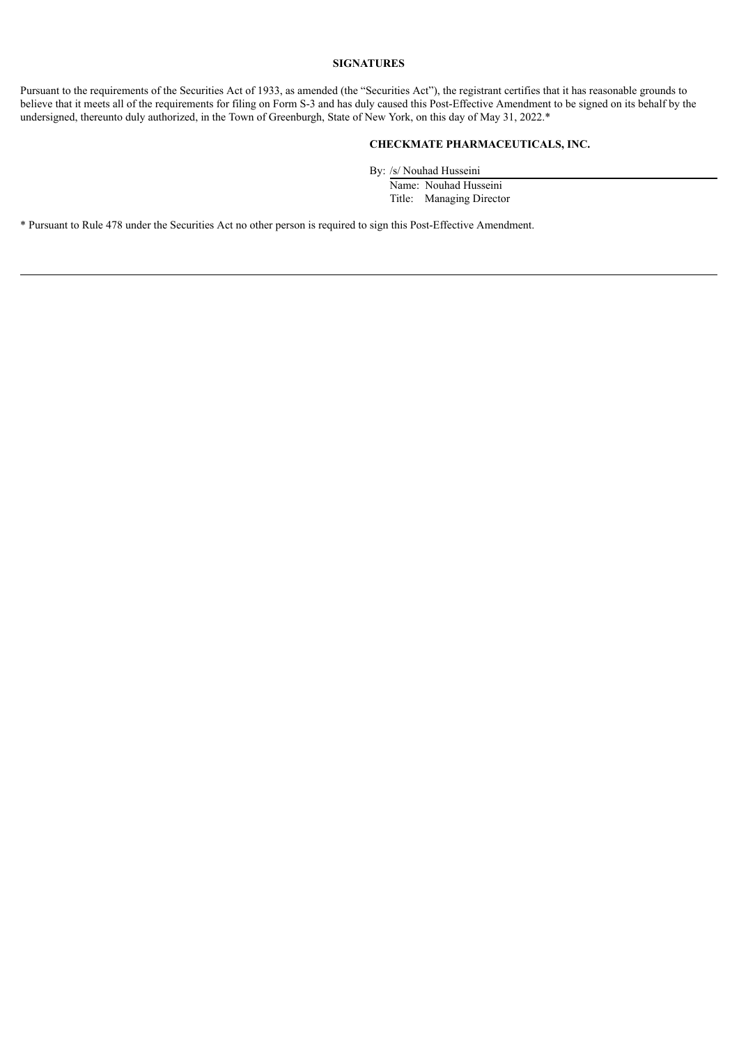**SIGNATURES**

Pursuant to the requirements of the Securities Act of 1933, as amended (the "Securities Act"), the registrant certifies that it has reasonable grounds to believe that it meets all of the requirements for filing on Form S-3 and has duly caused this Post-Effective Amendment to be signed on its behalf by the undersigned, thereunto duly authorized, in the Town of Greenburgh, State of New York, on this day of May 31, 2022.*

**CHECKMATE PHARMACEUTICALS, INC.**

By: /s/ Nouhad Husseini

Name: Nouhad Husseini

Title: Managing Director

* Pursuant to Rule 478 under the Securities Act no other person is required to sign this Post-Effective Amendment.